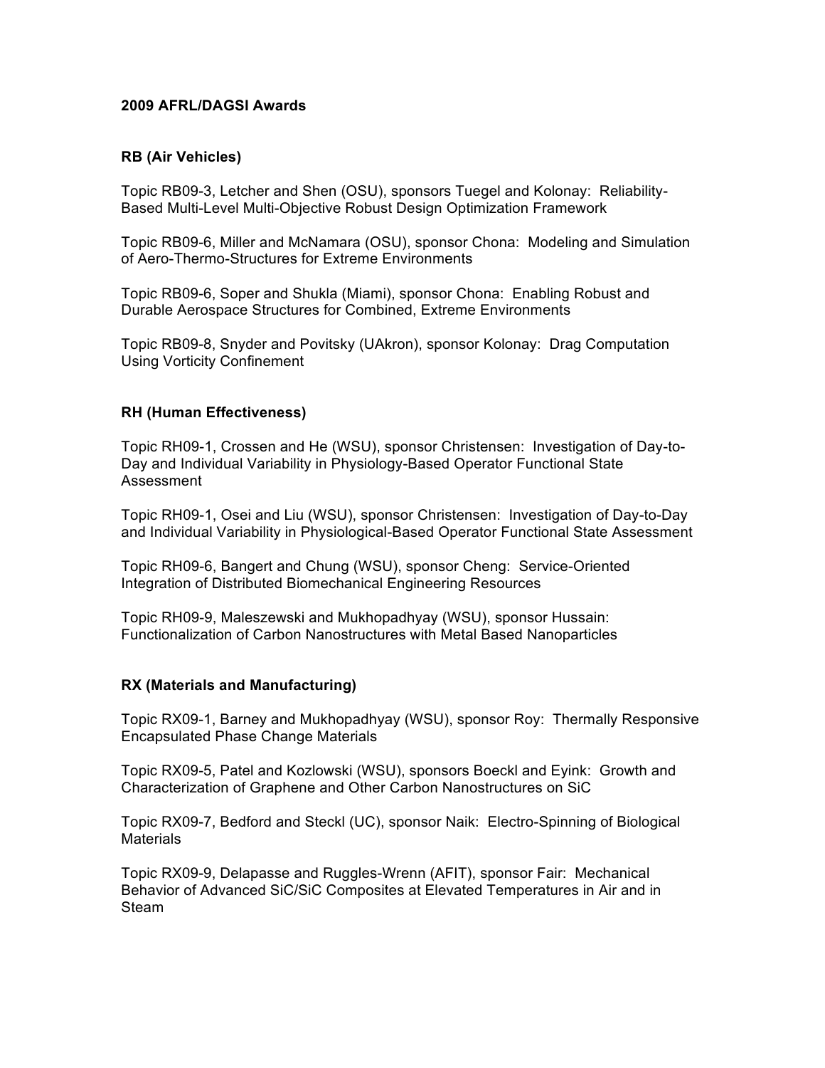# 2009 AFRL/DAGSI Awards

## RB (Air Vehicles)

Topic RB09-3, Letcher and Shen (OSU), sponsors Tuegel and Kolonay: Reliability-Based Multi-Level Multi-Objective Robust Design Optimization Framework

Topic RB09-6, Miller and McNamara (OSU), sponsor Chona: Modeling and Simulation of Aero-Thermo-Structures for Extreme Environments

Topic RB09-6, Soper and Shukla (Miami), sponsor Chona: Enabling Robust and Durable Aerospace Structures for Combined, Extreme Environments

Topic RB09-8, Snyder and Povitsky (UAkron), sponsor Kolonay: Drag Computation Using Vorticity Confinement

## RH (Human Effectiveness)

Topic RH09-1, Crossen and He (WSU), sponsor Christensen: Investigation of Day-to-Day and Individual Variability in Physiology-Based Operator Functional State Assessment

Topic RH09-1, Osei and Liu (WSU), sponsor Christensen: Investigation of Day-to-Day and Individual Variability in Physiological-Based Operator Functional State Assessment

Topic RH09-6, Bangert and Chung (WSU), sponsor Cheng: Service-Oriented Integration of Distributed Biomechanical Engineering Resources

Topic RH09-9, Maleszewski and Mukhopadhyay (WSU), sponsor Hussain: Functionalization of Carbon Nanostructures with Metal Based Nanoparticles

## RX (Materials and Manufacturing)

Topic RX09-1, Barney and Mukhopadhyay (WSU), sponsor Roy: Thermally Responsive Encapsulated Phase Change Materials

Topic RX09-5, Patel and Kozlowski (WSU), sponsors Boeckl and Eyink: Growth and Characterization of Graphene and Other Carbon Nanostructures on SiC

Topic RX09-7, Bedford and Steckl (UC), sponsor Naik: Electro-Spinning of Biological Materials

Topic RX09-9, Delapasse and Ruggles-Wrenn (AFIT), sponsor Fair: Mechanical Behavior of Advanced SiC/SiC Composites at Elevated Temperatures in Air and in Steam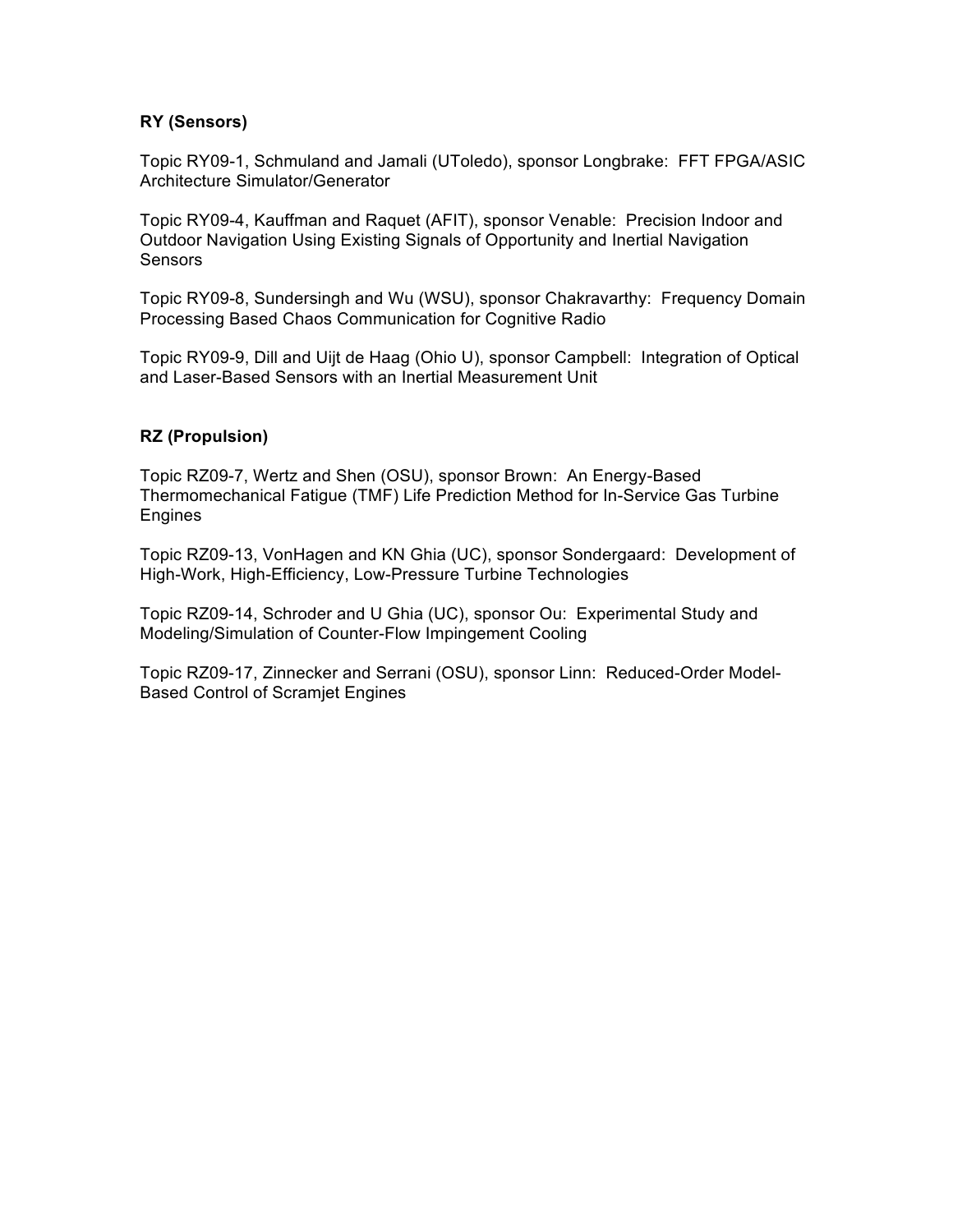**RY (Sensors)**

Topic RY09-1, Schmuland and Jamali (UToledo), sponsor Longbrake: FFT FPGA/ASIC Architecture Simulator/Generator

Topic RY09-4, Kauffman and Raquet (AFIT), sponsor Venable: Precision Indoor and Outdoor Navigation Using Existing Signals of Opportunity and Inertial Navigation Sensors

Topic RY09-8, Sundersingh and Wu (WSU), sponsor Chakravarthy: Frequency Domain Processing Based Chaos Communication for Cognitive Radio

Topic RY09-9, Dill and Uijt de Haag (Ohio U), sponsor Campbell: Integration of Optical and Laser-Based Sensors with an Inertial Measurement Unit

**RZ (Propulsion)**

Topic RZ09-7, Wertz and Shen (OSU), sponsor Brown: An Energy-Based Thermomechanical Fatigue (TMF) Life Prediction Method for In-Service Gas Turbine Engines

Topic RZ09-13, VonHagen and KN Ghia (UC), sponsor Sondergaard: Development of High-Work, High-Efficiency, Low-Pressure Turbine Technologies

Topic RZ09-14, Schroder and U Ghia (UC), sponsor Ou: Experimental Study and Modeling/Simulation of Counter-Flow Impingement Cooling

Topic RZ09-17, Zinnecker and Serrani (OSU), sponsor Linn: Reduced-Order Model-Based Control of Scramjet Engines